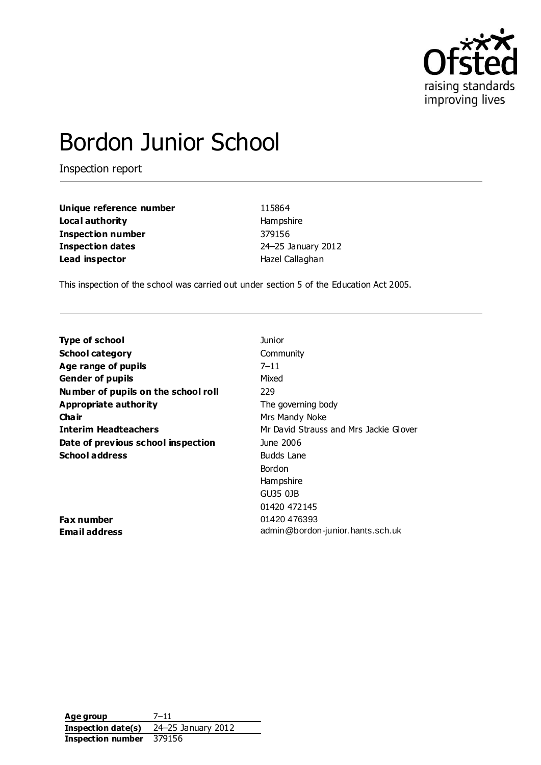# Bordon Junior School

Inspection report

| | |
|---|---|
| **Unique reference number** | 115864 |
| **Local authority** | Hampshire |
| **Inspection number** | 379156 |
| **Inspection dates** | 24–25 January 2012 |
| **Lead inspector** | Hazel Callaghan |

This inspection of the school was carried out under section 5 of the Education Act 2005.

| | |
|---|---|
| **Type of school** | Junior |
| **School category** | Community |
| **Age range of pupils** | 7–11 |
| **Gender of pupils** | Mixed |
| **Number of pupils on the school roll** | 229 |
| **Appropriate authority** | The governing body |
| **Chair** | Mrs Mandy Noke |
| **Interim Headteachers** | Mr David Strauss and Mrs Jackie Glover |
| **Date of previous school inspection** | June 2006 |
| **School address** | Budds Lane<br>Bordon<br>Hampshire<br>GU35 0JB |
| **Telephone number** | 01420 472145 |
| **Fax number** | 01420 476393 |
| **Email address** | admin@bordon-junior.hants.sch.uk |

| | |
|---|---|
| **Age group** | 7–11 |
| **Inspection date(s)** | 24–25 January 2012 |
| **Inspection number** | 379156 |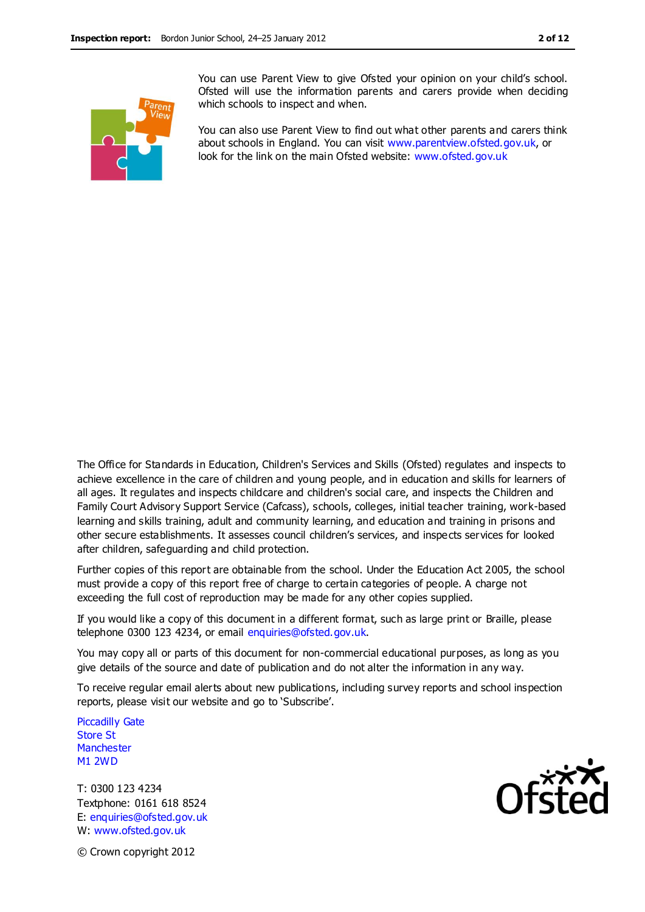You can use Parent View to give Ofsted your opinion on your child's school. Ofsted will use the information parents and carers provide when deciding which schools to inspect and when.

You can also use Parent View to find out what other parents and carers think about schools in England. You can visit www.parentview.ofsted.gov.uk, or look for the link on the main Ofsted website: www.ofsted.gov.uk

The Office for Standards in Education, Children's Services and Skills (Ofsted) regulates and inspects to achieve excellence in the care of children and young people, and in education and skills for learners of all ages. It regulates and inspects childcare and children's social care, and inspects the Children and Family Court Advisory Support Service (Cafcass), schools, colleges, initial teacher training, work-based learning and skills training, adult and community learning, and education and training in prisons and other secure establishments. It assesses council children's services, and inspects services for looked after children, safeguarding and child protection.

Further copies of this report are obtainable from the school. Under the Education Act 2005, the school must provide a copy of this report free of charge to certain categories of people. A charge not exceeding the full cost of reproduction may be made for any other copies supplied.

If you would like a copy of this document in a different format, such as large print or Braille, please telephone 0300 123 4234, or email enquiries@ofsted.gov.uk.

You may copy all or parts of this document for non-commercial educational purposes, as long as you give details of the source and date of publication and do not alter the information in any way.

To receive regular email alerts about new publications, including survey reports and school inspection reports, please visit our website and go to 'Subscribe'.

Piccadilly Gate
Store St
Manchester
M1 2WD

T: 0300 123 4234
Textphone: 0161 618 8524
E: enquiries@ofsted.gov.uk
W: www.ofsted.gov.uk

© Crown copyright 2012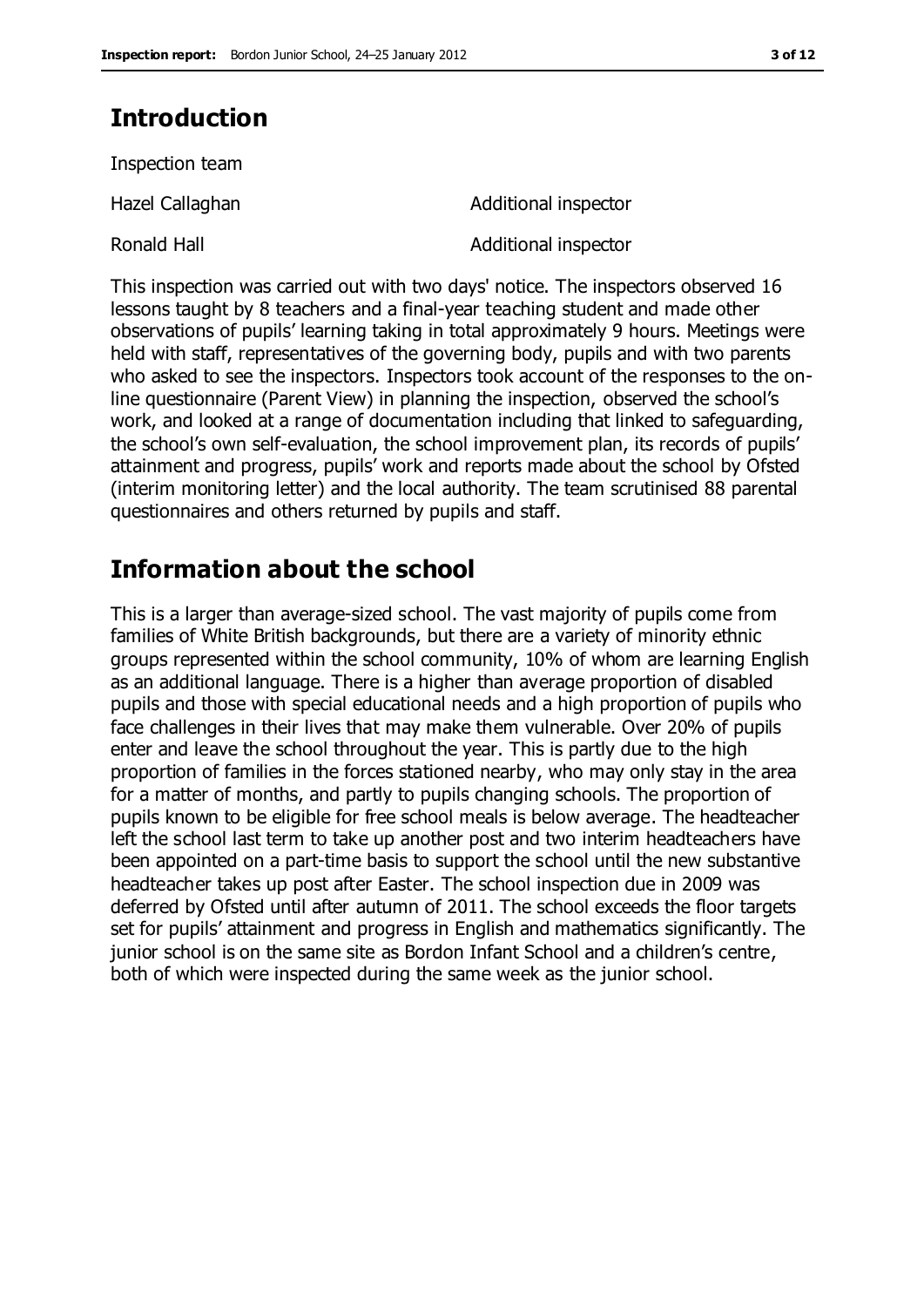## Introduction

Inspection team

| | |
|---|---|
| Hazel Callaghan | Additional inspector |
| Ronald Hall | Additional inspector |

This inspection was carried out with two days' notice. The inspectors observed 16 lessons taught by 8 teachers and a final-year teaching student and made other observations of pupils' learning taking in total approximately 9 hours. Meetings were held with staff, representatives of the governing body, pupils and with two parents who asked to see the inspectors. Inspectors took account of the responses to the on-line questionnaire (Parent View) in planning the inspection, observed the school's work, and looked at a range of documentation including that linked to safeguarding, the school's own self-evaluation, the school improvement plan, its records of pupils' attainment and progress, pupils' work and reports made about the school by Ofsted (interim monitoring letter) and the local authority. The team scrutinised 88 parental questionnaires and others returned by pupils and staff.

## Information about the school

This is a larger than average-sized school. The vast majority of pupils come from families of White British backgrounds, but there are a variety of minority ethnic groups represented within the school community, 10% of whom are learning English as an additional language. There is a higher than average proportion of disabled pupils and those with special educational needs and a high proportion of pupils who face challenges in their lives that may make them vulnerable. Over 20% of pupils enter and leave the school throughout the year. This is partly due to the high proportion of families in the forces stationed nearby, who may only stay in the area for a matter of months, and partly to pupils changing schools. The proportion of pupils known to be eligible for free school meals is below average. The headteacher left the school last term to take up another post and two interim headteachers have been appointed on a part-time basis to support the school until the new substantive headteacher takes up post after Easter. The school inspection due in 2009 was deferred by Ofsted until after autumn of 2011. The school exceeds the floor targets set for pupils' attainment and progress in English and mathematics significantly. The junior school is on the same site as Bordon Infant School and a children's centre, both of which were inspected during the same week as the junior school.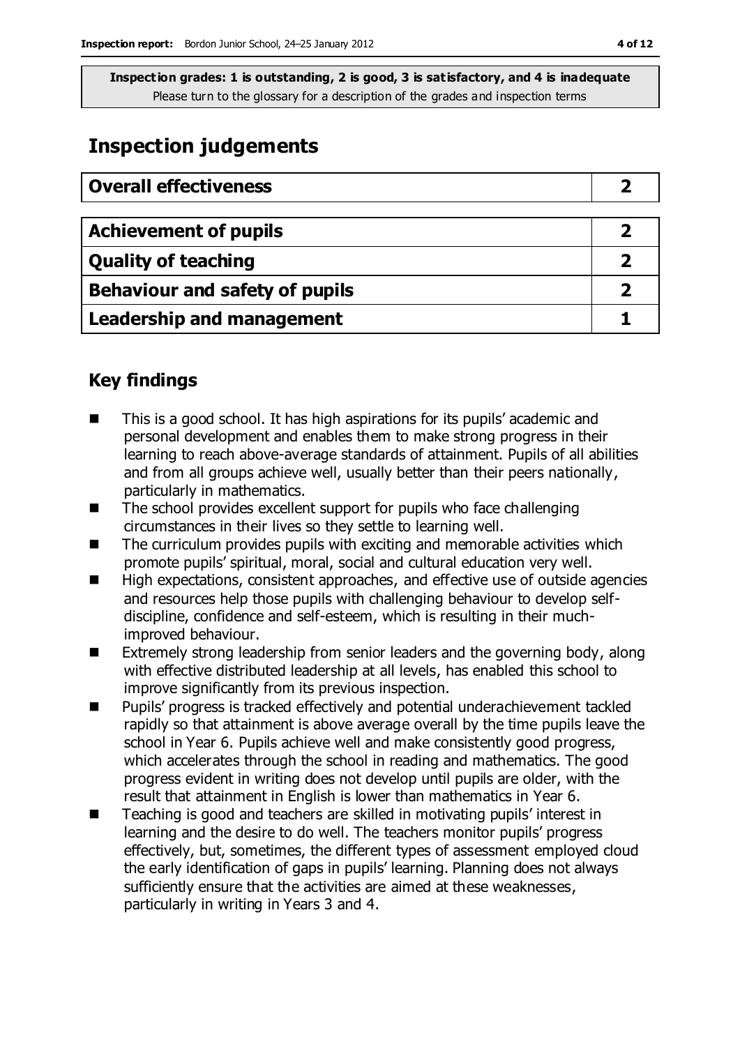**Inspection grades: 1 is outstanding, 2 is good, 3 is satisfactory, and 4 is inadequate**
Please turn to the glossary for a description of the grades and inspection terms

## Inspection judgements

| Overall effectiveness | 2 |
|---|---|
| **Achievement of pupils** | **2** |
| **Quality of teaching** | **2** |
| **Behaviour and safety of pupils** | **2** |
| **Leadership and management** | **1** |

### Key findings

- This is a good school. It has high aspirations for its pupils' academic and personal development and enables them to make strong progress in their learning to reach above-average standards of attainment. Pupils of all abilities and from all groups achieve well, usually better than their peers nationally, particularly in mathematics.
- The school provides excellent support for pupils who face challenging circumstances in their lives so they settle to learning well.
- The curriculum provides pupils with exciting and memorable activities which promote pupils' spiritual, moral, social and cultural education very well.
- High expectations, consistent approaches, and effective use of outside agencies and resources help those pupils with challenging behaviour to develop self-discipline, confidence and self-esteem, which is resulting in their much-improved behaviour.
- Extremely strong leadership from senior leaders and the governing body, along with effective distributed leadership at all levels, has enabled this school to improve significantly from its previous inspection.
- Pupils' progress is tracked effectively and potential underachievement tackled rapidly so that attainment is above average overall by the time pupils leave the school in Year 6. Pupils achieve well and make consistently good progress, which accelerates through the school in reading and mathematics. The good progress evident in writing does not develop until pupils are older, with the result that attainment in English is lower than mathematics in Year 6.
- Teaching is good and teachers are skilled in motivating pupils' interest in learning and the desire to do well. The teachers monitor pupils' progress effectively, but, sometimes, the different types of assessment employed cloud the early identification of gaps in pupils' learning. Planning does not always sufficiently ensure that the activities are aimed at these weaknesses, particularly in writing in Years 3 and 4.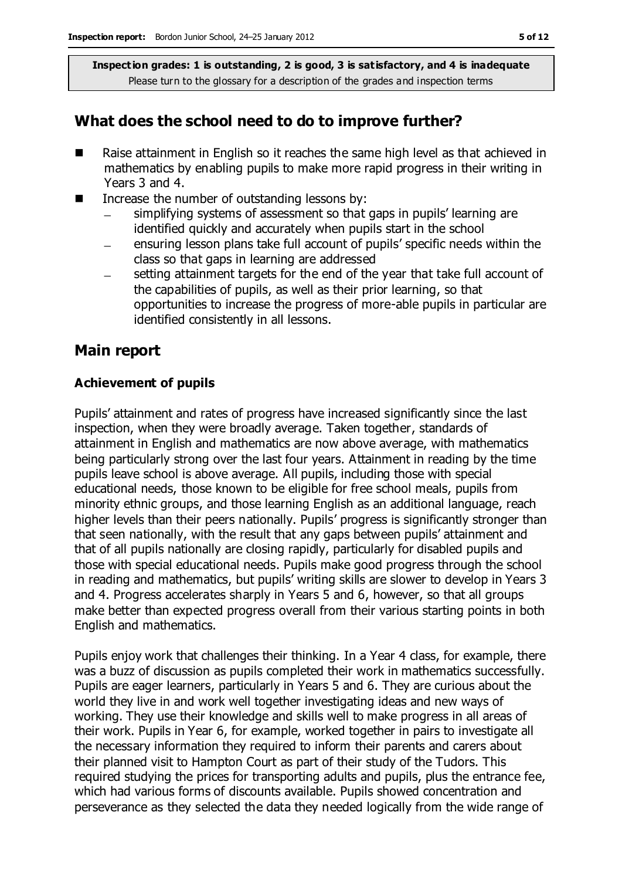**Inspection grades: 1 is outstanding, 2 is good, 3 is satisfactory, and 4 is inadequate**
Please turn to the glossary for a description of the grades and inspection terms

## What does the school need to do to improve further?

- Raise attainment in English so it reaches the same high level as that achieved in mathematics by enabling pupils to make more rapid progress in their writing in Years 3 and 4.
- Increase the number of outstanding lessons by:
  - simplifying systems of assessment so that gaps in pupils' learning are identified quickly and accurately when pupils start in the school
  - ensuring lesson plans take full account of pupils' specific needs within the class so that gaps in learning are addressed
  - setting attainment targets for the end of the year that take full account of the capabilities of pupils, as well as their prior learning, so that opportunities to increase the progress of more-able pupils in particular are identified consistently in all lessons.

## Main report

### Achievement of pupils

Pupils' attainment and rates of progress have increased significantly since the last inspection, when they were broadly average. Taken together, standards of attainment in English and mathematics are now above average, with mathematics being particularly strong over the last four years. Attainment in reading by the time pupils leave school is above average. All pupils, including those with special educational needs, those known to be eligible for free school meals, pupils from minority ethnic groups, and those learning English as an additional language, reach higher levels than their peers nationally. Pupils' progress is significantly stronger than that seen nationally, with the result that any gaps between pupils' attainment and that of all pupils nationally are closing rapidly, particularly for disabled pupils and those with special educational needs. Pupils make good progress through the school in reading and mathematics, but pupils' writing skills are slower to develop in Years 3 and 4. Progress accelerates sharply in Years 5 and 6, however, so that all groups make better than expected progress overall from their various starting points in both English and mathematics.

Pupils enjoy work that challenges their thinking. In a Year 4 class, for example, there was a buzz of discussion as pupils completed their work in mathematics successfully. Pupils are eager learners, particularly in Years 5 and 6. They are curious about the world they live in and work well together investigating ideas and new ways of working. They use their knowledge and skills well to make progress in all areas of their work. Pupils in Year 6, for example, worked together in pairs to investigate all the necessary information they required to inform their parents and carers about their planned visit to Hampton Court as part of their study of the Tudors. This required studying the prices for transporting adults and pupils, plus the entrance fee, which had various forms of discounts available. Pupils showed concentration and perseverance as they selected the data they needed logically from the wide range of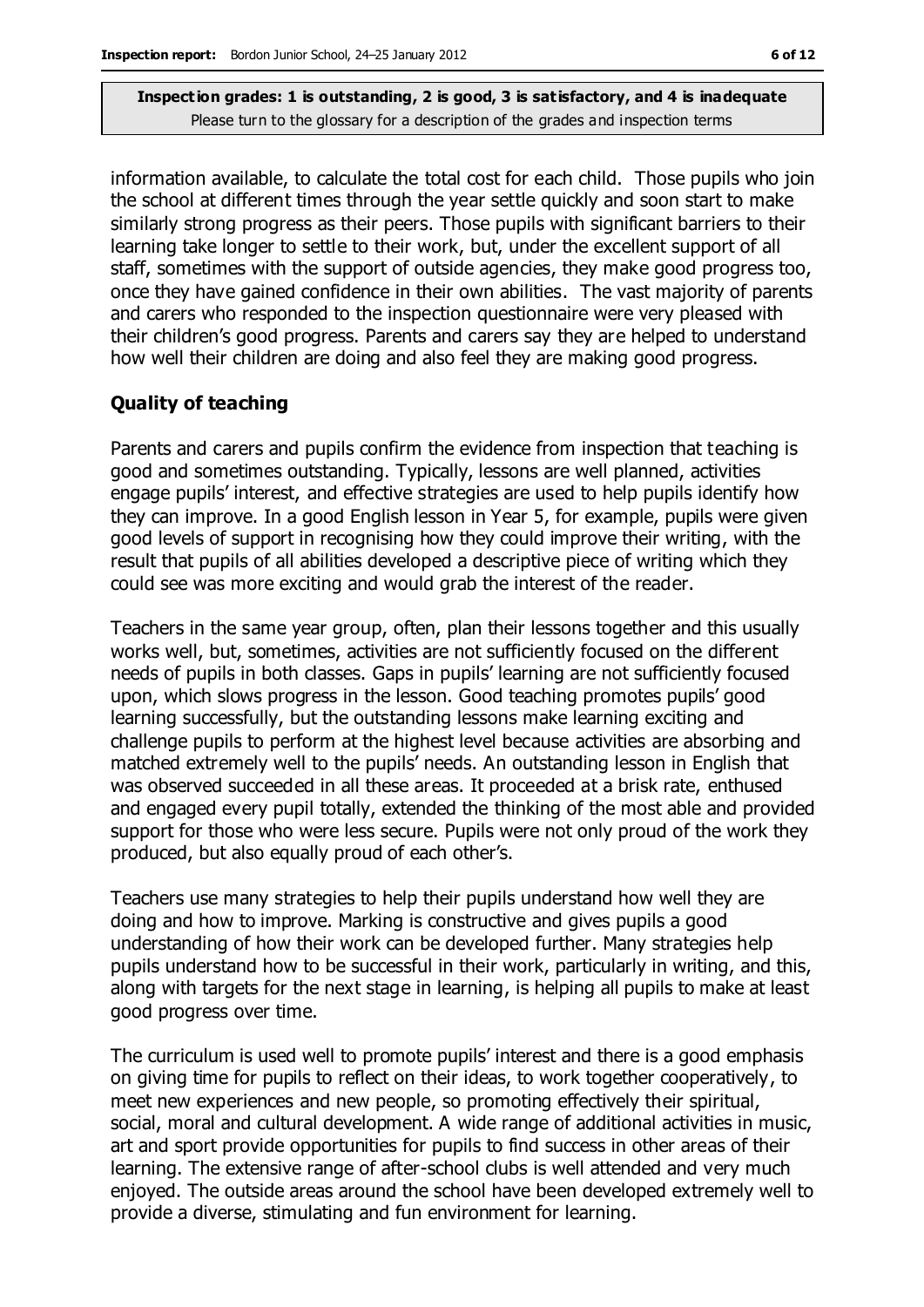information available, to calculate the total cost for each child. Those pupils who join the school at different times through the year settle quickly and soon start to make similarly strong progress as their peers. Those pupils with significant barriers to their learning take longer to settle to their work, but, under the excellent support of all staff, sometimes with the support of outside agencies, they make good progress too, once they have gained confidence in their own abilities. The vast majority of parents and carers who responded to the inspection questionnaire were very pleased with their children's good progress. Parents and carers say they are helped to understand how well their children are doing and also feel they are making good progress.

### Quality of teaching

Parents and carers and pupils confirm the evidence from inspection that teaching is good and sometimes outstanding. Typically, lessons are well planned, activities engage pupils' interest, and effective strategies are used to help pupils identify how they can improve. In a good English lesson in Year 5, for example, pupils were given good levels of support in recognising how they could improve their writing, with the result that pupils of all abilities developed a descriptive piece of writing which they could see was more exciting and would grab the interest of the reader.

Teachers in the same year group, often, plan their lessons together and this usually works well, but, sometimes, activities are not sufficiently focused on the different needs of pupils in both classes. Gaps in pupils' learning are not sufficiently focused upon, which slows progress in the lesson. Good teaching promotes pupils' good learning successfully, but the outstanding lessons make learning exciting and challenge pupils to perform at the highest level because activities are absorbing and matched extremely well to the pupils' needs. An outstanding lesson in English that was observed succeeded in all these areas. It proceeded at a brisk rate, enthused and engaged every pupil totally, extended the thinking of the most able and provided support for those who were less secure. Pupils were not only proud of the work they produced, but also equally proud of each other's.

Teachers use many strategies to help their pupils understand how well they are doing and how to improve. Marking is constructive and gives pupils a good understanding of how their work can be developed further. Many strategies help pupils understand how to be successful in their work, particularly in writing, and this, along with targets for the next stage in learning, is helping all pupils to make at least good progress over time.

The curriculum is used well to promote pupils' interest and there is a good emphasis on giving time for pupils to reflect on their ideas, to work together cooperatively, to meet new experiences and new people, so promoting effectively their spiritual, social, moral and cultural development. A wide range of additional activities in music, art and sport provide opportunities for pupils to find success in other areas of their learning. The extensive range of after-school clubs is well attended and very much enjoyed. The outside areas around the school have been developed extremely well to provide a diverse, stimulating and fun environment for learning.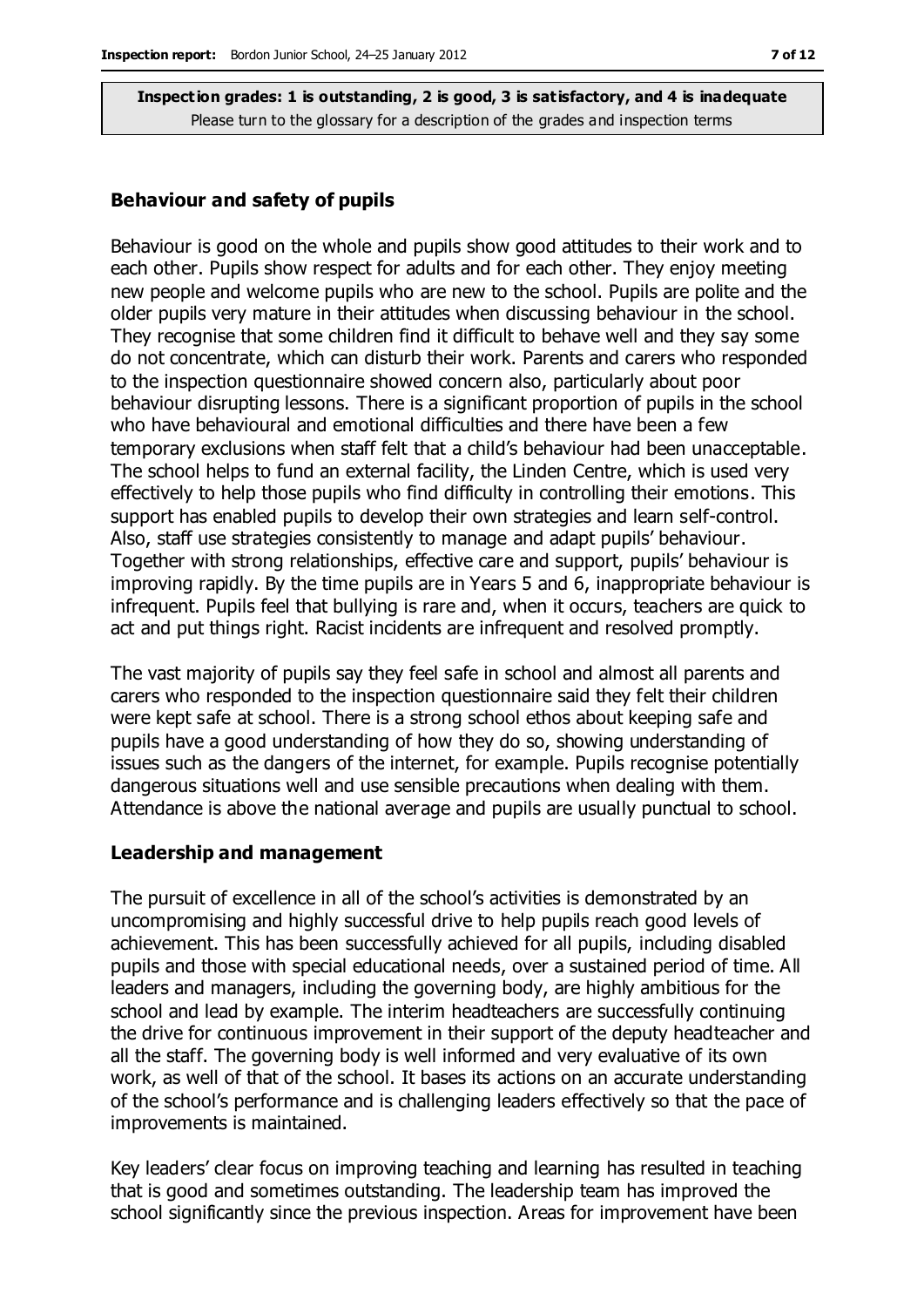**Inspection grades: 1 is outstanding, 2 is good, 3 is satisfactory, and 4 is inadequate**
Please turn to the glossary for a description of the grades and inspection terms

### Behaviour and safety of pupils

Behaviour is good on the whole and pupils show good attitudes to their work and to each other. Pupils show respect for adults and for each other. They enjoy meeting new people and welcome pupils who are new to the school. Pupils are polite and the older pupils very mature in their attitudes when discussing behaviour in the school. They recognise that some children find it difficult to behave well and they say some do not concentrate, which can disturb their work. Parents and carers who responded to the inspection questionnaire showed concern also, particularly about poor behaviour disrupting lessons. There is a significant proportion of pupils in the school who have behavioural and emotional difficulties and there have been a few temporary exclusions when staff felt that a child's behaviour had been unacceptable. The school helps to fund an external facility, the Linden Centre, which is used very effectively to help those pupils who find difficulty in controlling their emotions. This support has enabled pupils to develop their own strategies and learn self-control. Also, staff use strategies consistently to manage and adapt pupils' behaviour. Together with strong relationships, effective care and support, pupils' behaviour is improving rapidly. By the time pupils are in Years 5 and 6, inappropriate behaviour is infrequent. Pupils feel that bullying is rare and, when it occurs, teachers are quick to act and put things right. Racist incidents are infrequent and resolved promptly.

The vast majority of pupils say they feel safe in school and almost all parents and carers who responded to the inspection questionnaire said they felt their children were kept safe at school. There is a strong school ethos about keeping safe and pupils have a good understanding of how they do so, showing understanding of issues such as the dangers of the internet, for example. Pupils recognise potentially dangerous situations well and use sensible precautions when dealing with them. Attendance is above the national average and pupils are usually punctual to school.

### Leadership and management

The pursuit of excellence in all of the school's activities is demonstrated by an uncompromising and highly successful drive to help pupils reach good levels of achievement. This has been successfully achieved for all pupils, including disabled pupils and those with special educational needs, over a sustained period of time. All leaders and managers, including the governing body, are highly ambitious for the school and lead by example. The interim headteachers are successfully continuing the drive for continuous improvement in their support of the deputy headteacher and all the staff. The governing body is well informed and very evaluative of its own work, as well of that of the school. It bases its actions on an accurate understanding of the school's performance and is challenging leaders effectively so that the pace of improvements is maintained.

Key leaders' clear focus on improving teaching and learning has resulted in teaching that is good and sometimes outstanding. The leadership team has improved the school significantly since the previous inspection. Areas for improvement have been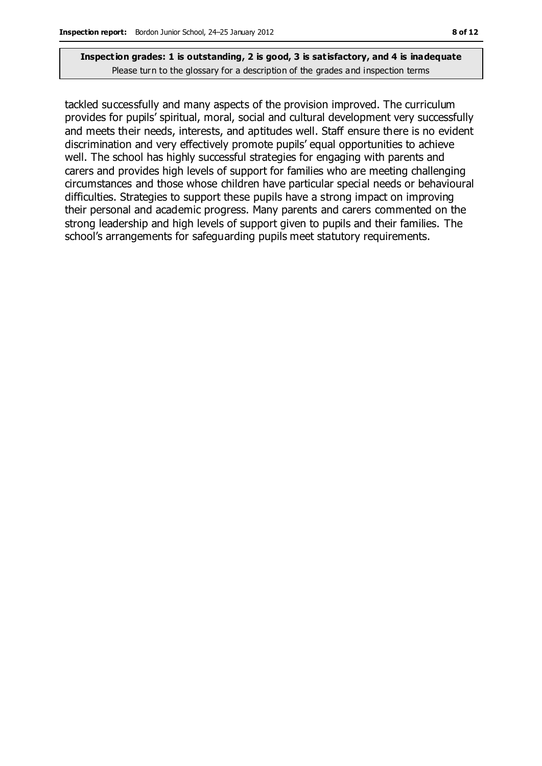tackled successfully and many aspects of the provision improved. The curriculum provides for pupils' spiritual, moral, social and cultural development very successfully and meets their needs, interests, and aptitudes well. Staff ensure there is no evident discrimination and very effectively promote pupils' equal opportunities to achieve well. The school has highly successful strategies for engaging with parents and carers and provides high levels of support for families who are meeting challenging circumstances and those whose children have particular special needs or behavioural difficulties. Strategies to support these pupils have a strong impact on improving their personal and academic progress. Many parents and carers commented on the strong leadership and high levels of support given to pupils and their families. The school's arrangements for safeguarding pupils meet statutory requirements.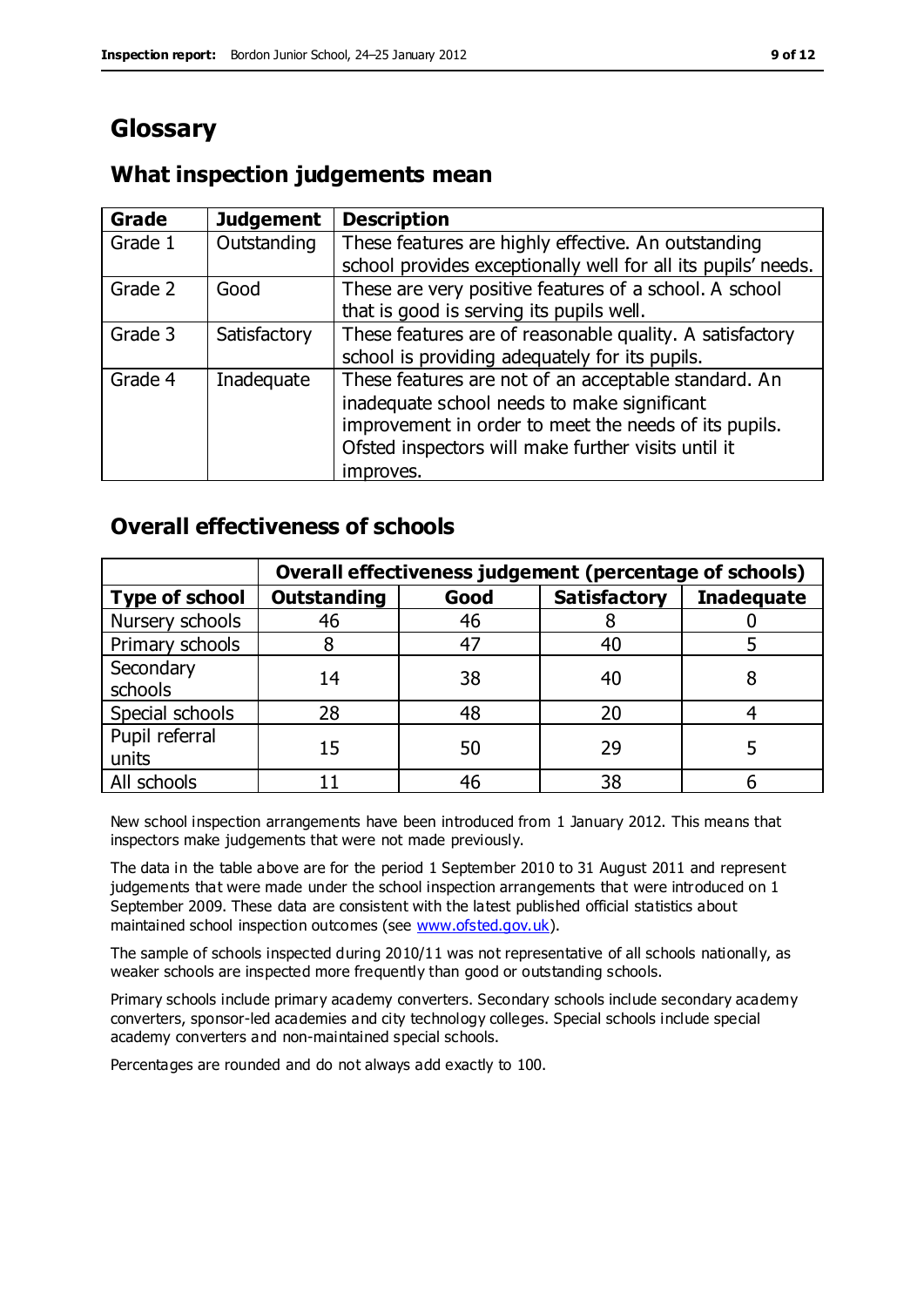# Glossary

## What inspection judgements mean

| Grade | Judgement | Description |
|---|---|---|
| Grade 1 | Outstanding | These features are highly effective. An outstanding school provides exceptionally well for all its pupils' needs. |
| Grade 2 | Good | These are very positive features of a school. A school that is good is serving its pupils well. |
| Grade 3 | Satisfactory | These features are of reasonable quality. A satisfactory school is providing adequately for its pupils. |
| Grade 4 | Inadequate | These features are not of an acceptable standard. An inadequate school needs to make significant improvement in order to meet the needs of its pupils. Ofsted inspectors will make further visits until it improves. |

## Overall effectiveness of schools

| | Overall effectiveness judgement (percentage of schools) | | | |
|---|---|---|---|---|
| **Type of school** | **Outstanding** | **Good** | **Satisfactory** | **Inadequate** |
| Nursery schools | 46 | 46 | 8 | 0 |
| Primary schools | 8 | 47 | 40 | 5 |
| Secondary schools | 14 | 38 | 40 | 8 |
| Special schools | 28 | 48 | 20 | 4 |
| Pupil referral units | 15 | 50 | 29 | 5 |
| All schools | 11 | 46 | 38 | 6 |

New school inspection arrangements have been introduced from 1 January 2012. This means that inspectors make judgements that were not made previously.

The data in the table above are for the period 1 September 2010 to 31 August 2011 and represent judgements that were made under the school inspection arrangements that were introduced on 1 September 2009. These data are consistent with the latest published official statistics about maintained school inspection outcomes (see www.ofsted.gov.uk).

The sample of schools inspected during 2010/11 was not representative of all schools nationally, as weaker schools are inspected more frequently than good or outstanding schools.

Primary schools include primary academy converters. Secondary schools include secondary academy converters, sponsor-led academies and city technology colleges. Special schools include special academy converters and non-maintained special schools.

Percentages are rounded and do not always add exactly to 100.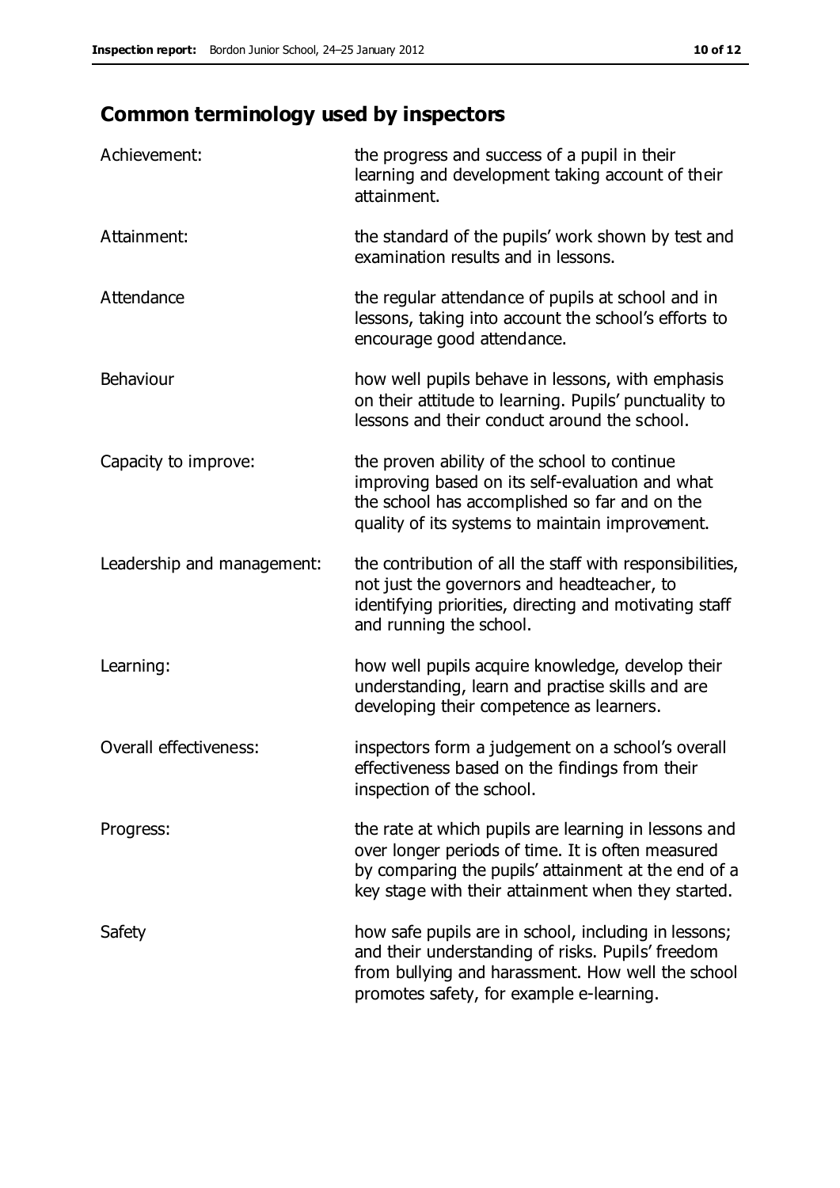## Common terminology used by inspectors

| | |
|---|---|
| Achievement: | the progress and success of a pupil in their learning and development taking account of their attainment. |
| Attainment: | the standard of the pupils' work shown by test and examination results and in lessons. |
| Attendance | the regular attendance of pupils at school and in lessons, taking into account the school's efforts to encourage good attendance. |
| Behaviour | how well pupils behave in lessons, with emphasis on their attitude to learning. Pupils' punctuality to lessons and their conduct around the school. |
| Capacity to improve: | the proven ability of the school to continue improving based on its self-evaluation and what the school has accomplished so far and on the quality of its systems to maintain improvement. |
| Leadership and management: | the contribution of all the staff with responsibilities, not just the governors and headteacher, to identifying priorities, directing and motivating staff and running the school. |
| Learning: | how well pupils acquire knowledge, develop their understanding, learn and practise skills and are developing their competence as learners. |
| Overall effectiveness: | inspectors form a judgement on a school's overall effectiveness based on the findings from their inspection of the school. |
| Progress: | the rate at which pupils are learning in lessons and over longer periods of time. It is often measured by comparing the pupils' attainment at the end of a key stage with their attainment when they started. |
| Safety | how safe pupils are in school, including in lessons; and their understanding of risks. Pupils' freedom from bullying and harassment. How well the school promotes safety, for example e-learning. |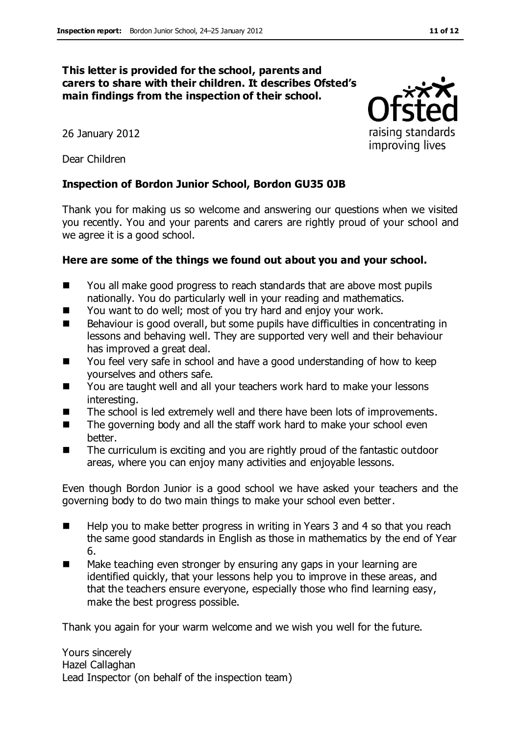**This letter is provided for the school, parents and carers to share with their children. It describes Ofsted's main findings from the inspection of their school.**

26 January 2012

Dear Children

**Inspection of Bordon Junior School, Bordon GU35 0JB**

Thank you for making us so welcome and answering our questions when we visited you recently. You and your parents and carers are rightly proud of your school and we agree it is a good school.

**Here are some of the things we found out about you and your school.**

- You all make good progress to reach standards that are above most pupils nationally. You do particularly well in your reading and mathematics.
- You want to do well; most of you try hard and enjoy your work.
- Behaviour is good overall, but some pupils have difficulties in concentrating in lessons and behaving well. They are supported very well and their behaviour has improved a great deal.
- You feel very safe in school and have a good understanding of how to keep yourselves and others safe.
- You are taught well and all your teachers work hard to make your lessons interesting.
- The school is led extremely well and there have been lots of improvements.
- The governing body and all the staff work hard to make your school even better.
- The curriculum is exciting and you are rightly proud of the fantastic outdoor areas, where you can enjoy many activities and enjoyable lessons.

Even though Bordon Junior is a good school we have asked your teachers and the governing body to do two main things to make your school even better.

- Help you to make better progress in writing in Years 3 and 4 so that you reach the same good standards in English as those in mathematics by the end of Year 6.
- Make teaching even stronger by ensuring any gaps in your learning are identified quickly, that your lessons help you to improve in these areas, and that the teachers ensure everyone, especially those who find learning easy, make the best progress possible.

Thank you again for your warm welcome and we wish you well for the future.

Yours sincerely
Hazel Callaghan
Lead Inspector (on behalf of the inspection team)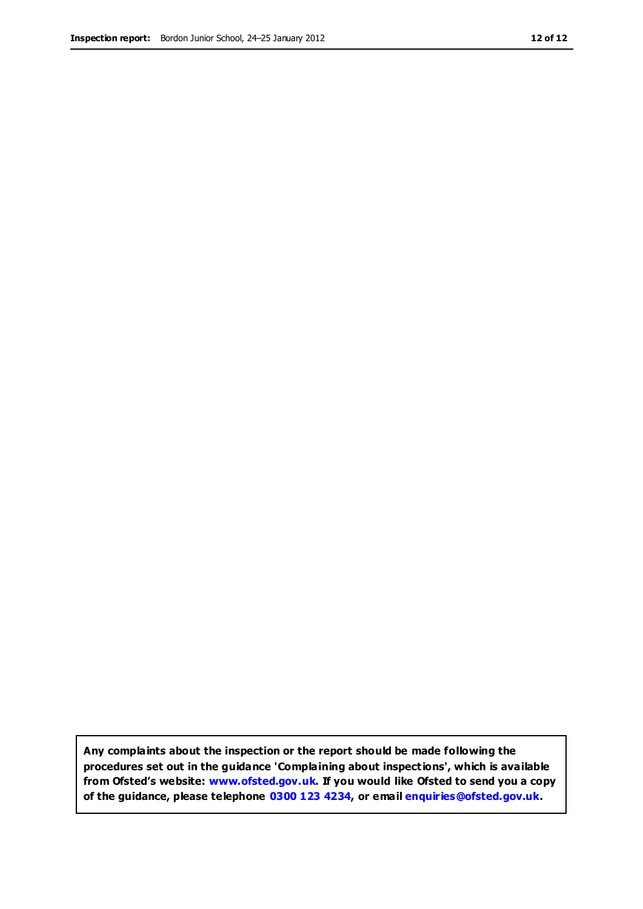**Any complaints about the inspection or the report should be made following the procedures set out in the guidance 'Complaining about inspections', which is available from Ofsted's website: www.ofsted.gov.uk. If you would like Ofsted to send you a copy of the guidance, please telephone 0300 123 4234, or email enquiries@ofsted.gov.uk.**